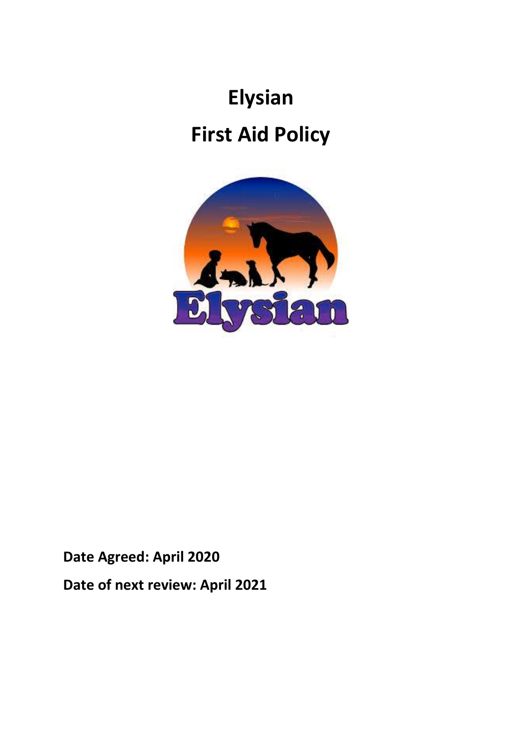# Elysian

# First Aid Policy

**Date Agreed: April 2020**

**Date of next review: April 2021**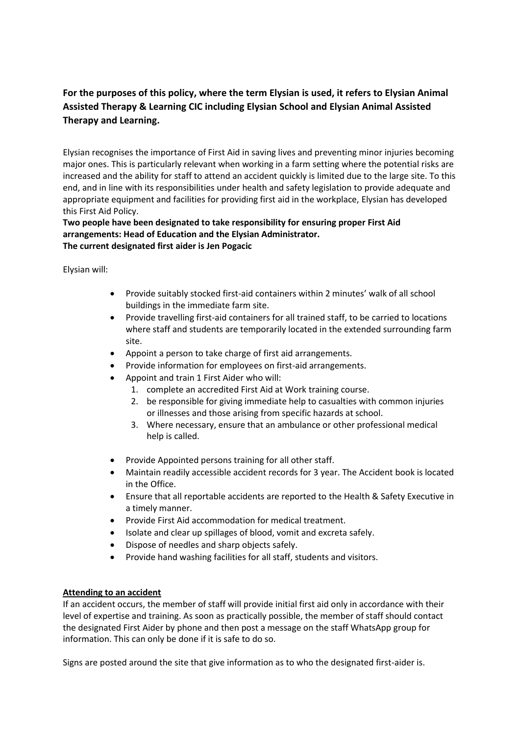**For the purposes of this policy, where the term Elysian is used, it refers to Elysian Animal Assisted Therapy & Learning CIC including Elysian School and Elysian Animal Assisted Therapy and Learning.**

Elysian recognises the importance of First Aid in saving lives and preventing minor injuries becoming major ones. This is particularly relevant when working in a farm setting where the potential risks are increased and the ability for staff to attend an accident quickly is limited due to the large site. To this end, and in line with its responsibilities under health and safety legislation to provide adequate and appropriate equipment and facilities for providing first aid in the workplace, Elysian has developed this First Aid Policy.

**Two people have been designated to take responsibility for ensuring proper First Aid arrangements: Head of Education and the Elysian Administrator.**
**The current designated first aider is Jen Pogacic**

Elysian will:

- Provide suitably stocked first-aid containers within 2 minutes' walk of all school buildings in the immediate farm site.
- Provide travelling first-aid containers for all trained staff, to be carried to locations where staff and students are temporarily located in the extended surrounding farm site.
- Appoint a person to take charge of first aid arrangements.
- Provide information for employees on first-aid arrangements.
- Appoint and train 1 First Aider who will:
  1. complete an accredited First Aid at Work training course.
  2. be responsible for giving immediate help to casualties with common injuries or illnesses and those arising from specific hazards at school.
  3. Where necessary, ensure that an ambulance or other professional medical help is called.
- Provide Appointed persons training for all other staff.
- Maintain readily accessible accident records for 3 year. The Accident book is located in the Office.
- Ensure that all reportable accidents are reported to the Health & Safety Executive in a timely manner.
- Provide First Aid accommodation for medical treatment.
- Isolate and clear up spillages of blood, vomit and excreta safely.
- Dispose of needles and sharp objects safely.
- Provide hand washing facilities for all staff, students and visitors.

**Attending to an accident**

If an accident occurs, the member of staff will provide initial first aid only in accordance with their level of expertise and training. As soon as practically possible, the member of staff should contact the designated First Aider by phone and then post a message on the staff WhatsApp group for information. This can only be done if it is safe to do so.

Signs are posted around the site that give information as to who the designated first-aider is.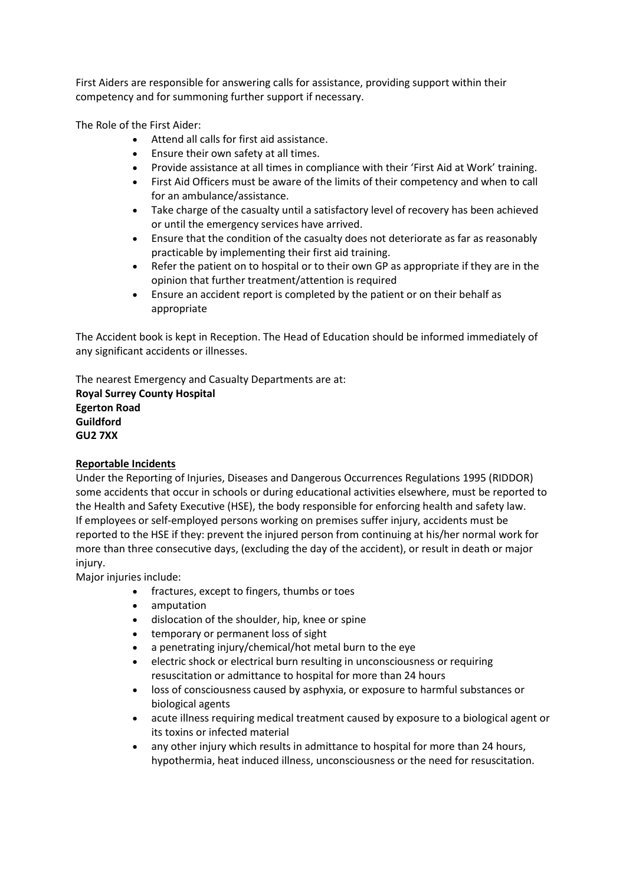First Aiders are responsible for answering calls for assistance, providing support within their competency and for summoning further support if necessary.

The Role of the First Aider:

- Attend all calls for first aid assistance.
- Ensure their own safety at all times.
- Provide assistance at all times in compliance with their 'First Aid at Work' training.
- First Aid Officers must be aware of the limits of their competency and when to call for an ambulance/assistance.
- Take charge of the casualty until a satisfactory level of recovery has been achieved or until the emergency services have arrived.
- Ensure that the condition of the casualty does not deteriorate as far as reasonably practicable by implementing their first aid training.
- Refer the patient on to hospital or to their own GP as appropriate if they are in the opinion that further treatment/attention is required
- Ensure an accident report is completed by the patient or on their behalf as appropriate

The Accident book is kept in Reception. The Head of Education should be informed immediately of any significant accidents or illnesses.

The nearest Emergency and Casualty Departments are at:
**Royal Surrey County Hospital**
**Egerton Road**
**Guildford**
**GU2 7XX**

**Reportable Incidents**

Under the Reporting of Injuries, Diseases and Dangerous Occurrences Regulations 1995 (RIDDOR) some accidents that occur in schools or during educational activities elsewhere, must be reported to the Health and Safety Executive (HSE), the body responsible for enforcing health and safety law.
If employees or self-employed persons working on premises suffer injury, accidents must be reported to the HSE if they: prevent the injured person from continuing at his/her normal work for more than three consecutive days, (excluding the day of the accident), or result in death or major injury.

Major injuries include:

- fractures, except to fingers, thumbs or toes
- amputation
- dislocation of the shoulder, hip, knee or spine
- temporary or permanent loss of sight
- a penetrating injury/chemical/hot metal burn to the eye
- electric shock or electrical burn resulting in unconsciousness or requiring resuscitation or admittance to hospital for more than 24 hours
- loss of consciousness caused by asphyxia, or exposure to harmful substances or biological agents
- acute illness requiring medical treatment caused by exposure to a biological agent or its toxins or infected material
- any other injury which results in admittance to hospital for more than 24 hours, hypothermia, heat induced illness, unconsciousness or the need for resuscitation.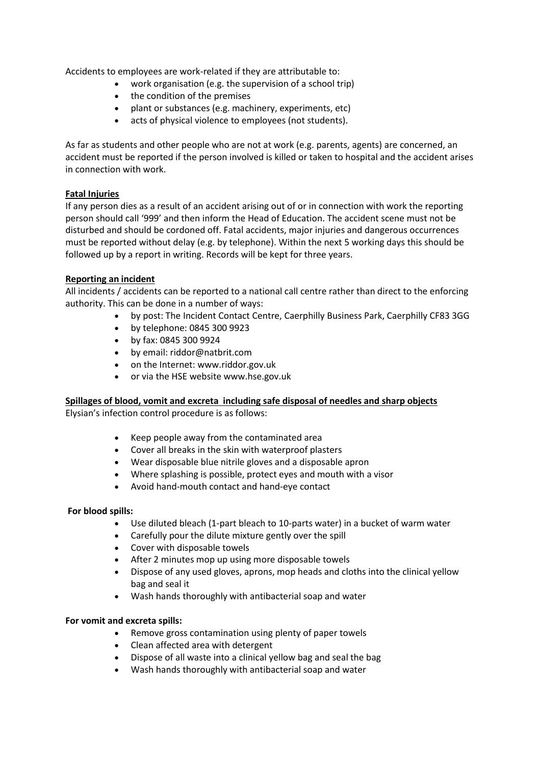Accidents to employees are work-related if they are attributable to:

- work organisation (e.g. the supervision of a school trip)
- the condition of the premises
- plant or substances (e.g. machinery, experiments, etc)
- acts of physical violence to employees (not students).

As far as students and other people who are not at work (e.g. parents, agents) are concerned, an accident must be reported if the person involved is killed or taken to hospital and the accident arises in connection with work.

**Fatal Injuries**

If any person dies as a result of an accident arising out of or in connection with work the reporting person should call '999' and then inform the Head of Education. The accident scene must not be disturbed and should be cordoned off. Fatal accidents, major injuries and dangerous occurrences must be reported without delay (e.g. by telephone). Within the next 5 working days this should be followed up by a report in writing. Records will be kept for three years.

**Reporting an incident**

All incidents / accidents can be reported to a national call centre rather than direct to the enforcing authority. This can be done in a number of ways:

- by post: The Incident Contact Centre, Caerphilly Business Park, Caerphilly CF83 3GG
- by telephone: 0845 300 9923
- by fax: 0845 300 9924
- by email: riddor@natbrit.com
- on the Internet: www.riddor.gov.uk
- or via the HSE website www.hse.gov.uk

**Spillages of blood, vomit and excreta including safe disposal of needles and sharp objects**

Elysian's infection control procedure is as follows:

- Keep people away from the contaminated area
- Cover all breaks in the skin with waterproof plasters
- Wear disposable blue nitrile gloves and a disposable apron
- Where splashing is possible, protect eyes and mouth with a visor
- Avoid hand-mouth contact and hand-eye contact

**For blood spills:**

- Use diluted bleach (1-part bleach to 10-parts water) in a bucket of warm water
- Carefully pour the dilute mixture gently over the spill
- Cover with disposable towels
- After 2 minutes mop up using more disposable towels
- Dispose of any used gloves, aprons, mop heads and cloths into the clinical yellow bag and seal it
- Wash hands thoroughly with antibacterial soap and water

**For vomit and excreta spills:**

- Remove gross contamination using plenty of paper towels
- Clean affected area with detergent
- Dispose of all waste into a clinical yellow bag and seal the bag
- Wash hands thoroughly with antibacterial soap and water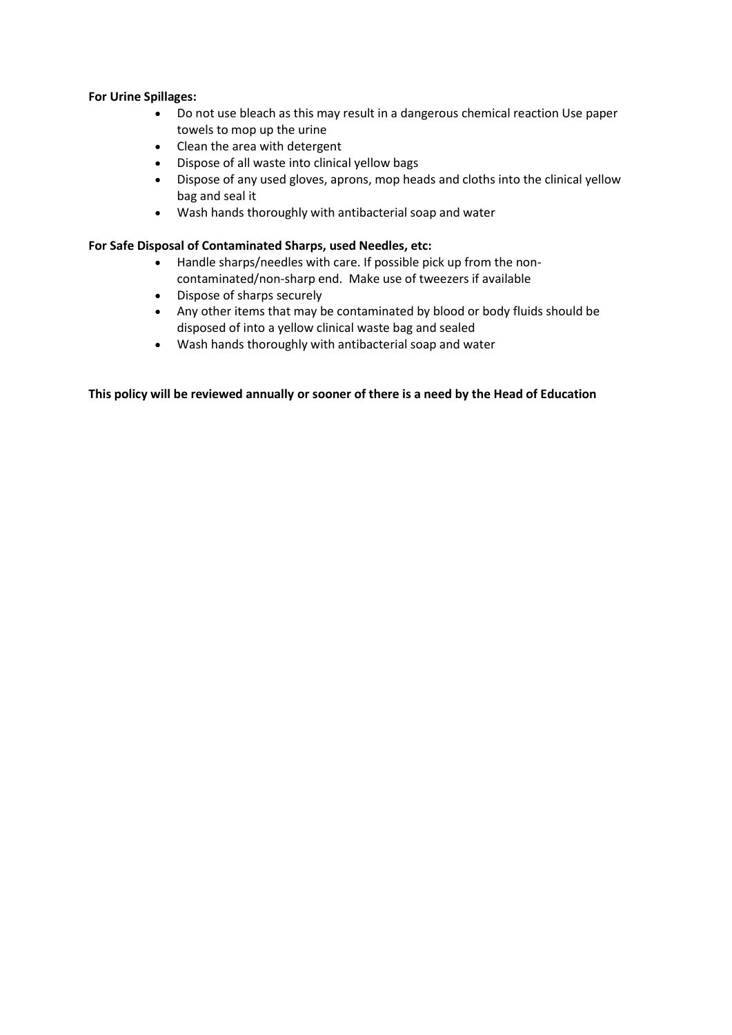**For Urine Spillages:**

- Do not use bleach as this may result in a dangerous chemical reaction Use paper towels to mop up the urine
- Clean the area with detergent
- Dispose of all waste into clinical yellow bags
- Dispose of any used gloves, aprons, mop heads and cloths into the clinical yellow bag and seal it
- Wash hands thoroughly with antibacterial soap and water

**For Safe Disposal of Contaminated Sharps, used Needles, etc:**

- Handle sharps/needles with care. If possible pick up from the non-contaminated/non-sharp end. Make use of tweezers if available
- Dispose of sharps securely
- Any other items that may be contaminated by blood or body fluids should be disposed of into a yellow clinical waste bag and sealed
- Wash hands thoroughly with antibacterial soap and water

**This policy will be reviewed annually or sooner of there is a need by the Head of Education**